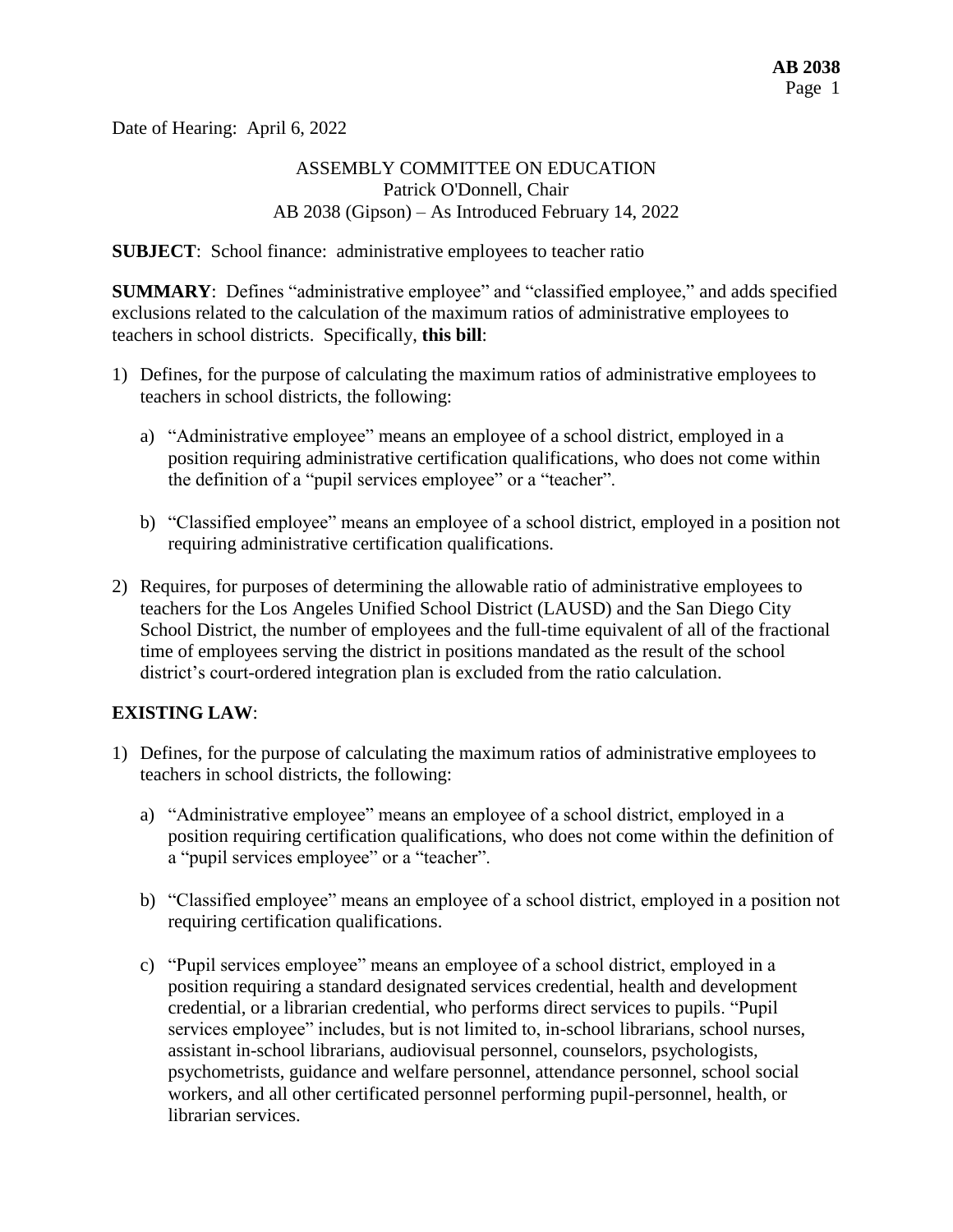Date of Hearing: April 6, 2022

ASSEMBLY COMMITTEE ON EDUCATION
Patrick O'Donnell, Chair
AB 2038 (Gipson) – As Introduced February 14, 2022

**SUBJECT**: School finance: administrative employees to teacher ratio

**SUMMARY**: Defines "administrative employee" and "classified employee," and adds specified exclusions related to the calculation of the maximum ratios of administrative employees to teachers in school districts. Specifically, **this bill**:

1) Defines, for the purpose of calculating the maximum ratios of administrative employees to teachers in school districts, the following:

   a) "Administrative employee" means an employee of a school district, employed in a position requiring administrative certification qualifications, who does not come within the definition of a "pupil services employee" or a "teacher".

   b) "Classified employee" means an employee of a school district, employed in a position not requiring administrative certification qualifications.

2) Requires, for purposes of determining the allowable ratio of administrative employees to teachers for the Los Angeles Unified School District (LAUSD) and the San Diego City School District, the number of employees and the full-time equivalent of all of the fractional time of employees serving the district in positions mandated as the result of the school district's court-ordered integration plan is excluded from the ratio calculation.

**EXISTING LAW**:

1) Defines, for the purpose of calculating the maximum ratios of administrative employees to teachers in school districts, the following:

   a) "Administrative employee" means an employee of a school district, employed in a position requiring certification qualifications, who does not come within the definition of a "pupil services employee" or a "teacher".

   b) "Classified employee" means an employee of a school district, employed in a position not requiring certification qualifications.

   c) "Pupil services employee" means an employee of a school district, employed in a position requiring a standard designated services credential, health and development credential, or a librarian credential, who performs direct services to pupils. "Pupil services employee" includes, but is not limited to, in-school librarians, school nurses, assistant in-school librarians, audiovisual personnel, counselors, psychologists, psychometrists, guidance and welfare personnel, attendance personnel, school social workers, and all other certificated personnel performing pupil-personnel, health, or librarian services.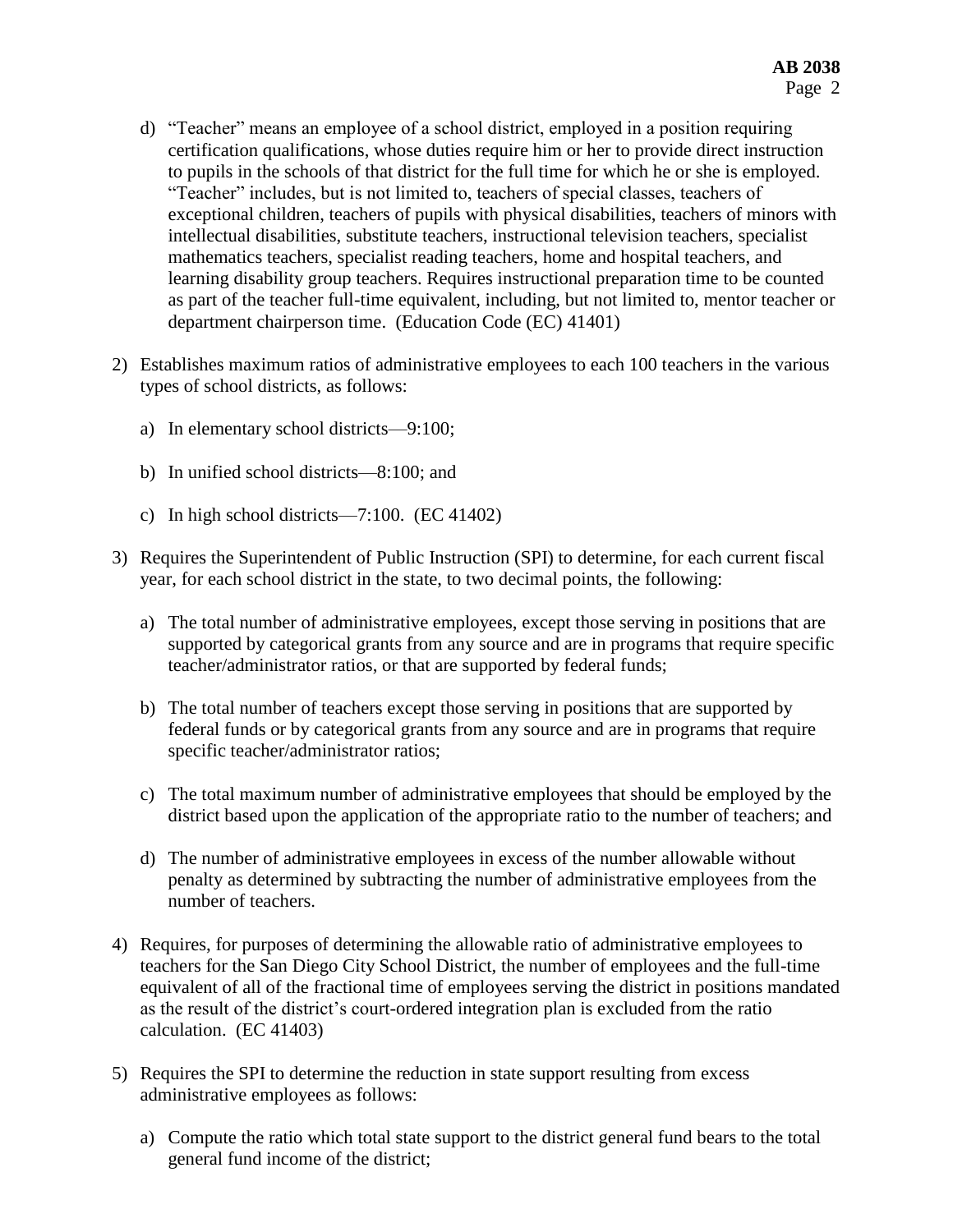d) "Teacher" means an employee of a school district, employed in a position requiring certification qualifications, whose duties require him or her to provide direct instruction to pupils in the schools of that district for the full time for which he or she is employed. "Teacher" includes, but is not limited to, teachers of special classes, teachers of exceptional children, teachers of pupils with physical disabilities, teachers of minors with intellectual disabilities, substitute teachers, instructional television teachers, specialist mathematics teachers, specialist reading teachers, home and hospital teachers, and learning disability group teachers. Requires instructional preparation time to be counted as part of the teacher full-time equivalent, including, but not limited to, mentor teacher or department chairperson time. (Education Code (EC) 41401)

2) Establishes maximum ratios of administrative employees to each 100 teachers in the various types of school districts, as follows:

   a) In elementary school districts—9:100;

   b) In unified school districts—8:100; and

   c) In high school districts—7:100. (EC 41402)

3) Requires the Superintendent of Public Instruction (SPI) to determine, for each current fiscal year, for each school district in the state, to two decimal points, the following:

   a) The total number of administrative employees, except those serving in positions that are supported by categorical grants from any source and are in programs that require specific teacher/administrator ratios, or that are supported by federal funds;

   b) The total number of teachers except those serving in positions that are supported by federal funds or by categorical grants from any source and are in programs that require specific teacher/administrator ratios;

   c) The total maximum number of administrative employees that should be employed by the district based upon the application of the appropriate ratio to the number of teachers; and

   d) The number of administrative employees in excess of the number allowable without penalty as determined by subtracting the number of administrative employees from the number of teachers.

4) Requires, for purposes of determining the allowable ratio of administrative employees to teachers for the San Diego City School District, the number of employees and the full-time equivalent of all of the fractional time of employees serving the district in positions mandated as the result of the district's court-ordered integration plan is excluded from the ratio calculation. (EC 41403)

5) Requires the SPI to determine the reduction in state support resulting from excess administrative employees as follows:

   a) Compute the ratio which total state support to the district general fund bears to the total general fund income of the district;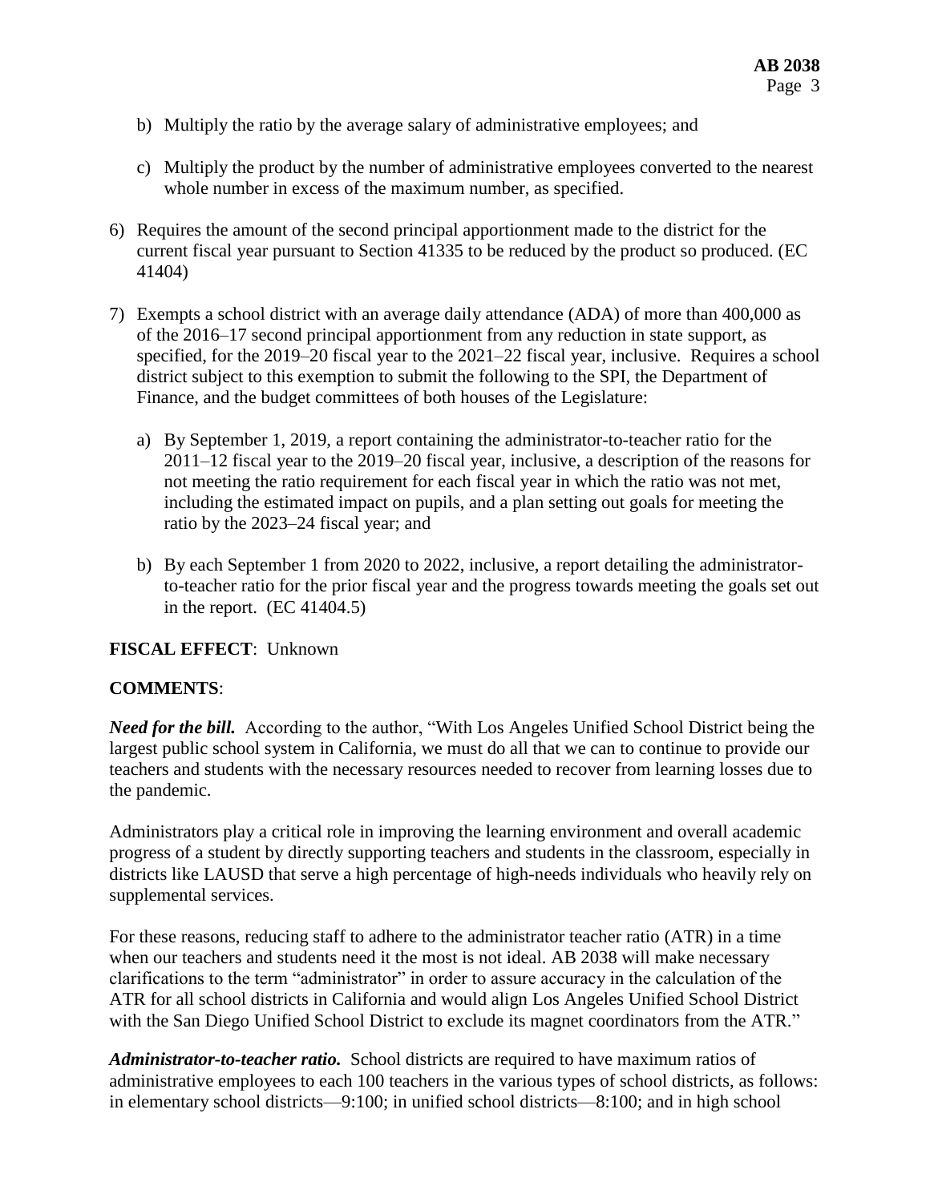b) Multiply the ratio by the average salary of administrative employees; and

   c) Multiply the product by the number of administrative employees converted to the nearest whole number in excess of the maximum number, as specified.

6) Requires the amount of the second principal apportionment made to the district for the current fiscal year pursuant to Section 41335 to be reduced by the product so produced. (EC 41404)

7) Exempts a school district with an average daily attendance (ADA) of more than 400,000 as of the 2016–17 second principal apportionment from any reduction in state support, as specified, for the 2019–20 fiscal year to the 2021–22 fiscal year, inclusive. Requires a school district subject to this exemption to submit the following to the SPI, the Department of Finance, and the budget committees of both houses of the Legislature:

   a) By September 1, 2019, a report containing the administrator-to-teacher ratio for the 2011–12 fiscal year to the 2019–20 fiscal year, inclusive, a description of the reasons for not meeting the ratio requirement for each fiscal year in which the ratio was not met, including the estimated impact on pupils, and a plan setting out goals for meeting the ratio by the 2023–24 fiscal year; and

   b) By each September 1 from 2020 to 2022, inclusive, a report detailing the administrator-to-teacher ratio for the prior fiscal year and the progress towards meeting the goals set out in the report. (EC 41404.5)

**FISCAL EFFECT**: Unknown

**COMMENTS**:

***Need for the bill.*** According to the author, "With Los Angeles Unified School District being the largest public school system in California, we must do all that we can to continue to provide our teachers and students with the necessary resources needed to recover from learning losses due to the pandemic.

Administrators play a critical role in improving the learning environment and overall academic progress of a student by directly supporting teachers and students in the classroom, especially in districts like LAUSD that serve a high percentage of high-needs individuals who heavily rely on supplemental services.

For these reasons, reducing staff to adhere to the administrator teacher ratio (ATR) in a time when our teachers and students need it the most is not ideal. AB 2038 will make necessary clarifications to the term "administrator" in order to assure accuracy in the calculation of the ATR for all school districts in California and would align Los Angeles Unified School District with the San Diego Unified School District to exclude its magnet coordinators from the ATR."

***Administrator-to-teacher ratio.*** School districts are required to have maximum ratios of administrative employees to each 100 teachers in the various types of school districts, as follows: in elementary school districts—9:100; in unified school districts—8:100; and in high school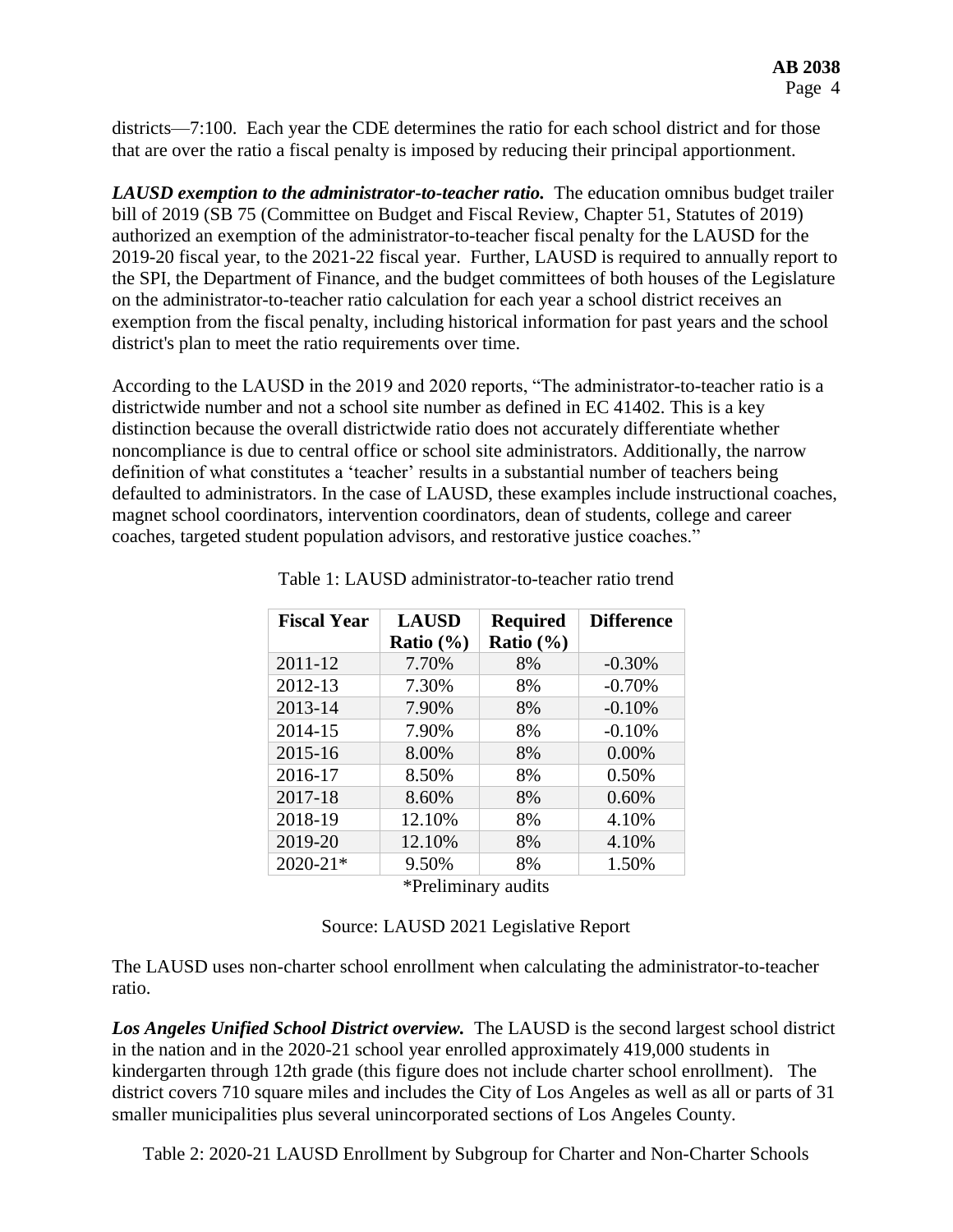districts—7:100. Each year the CDE determines the ratio for each school district and for those that are over the ratio a fiscal penalty is imposed by reducing their principal apportionment.

***LAUSD exemption to the administrator-to-teacher ratio.*** The education omnibus budget trailer bill of 2019 (SB 75 (Committee on Budget and Fiscal Review, Chapter 51, Statutes of 2019) authorized an exemption of the administrator-to-teacher fiscal penalty for the LAUSD for the 2019-20 fiscal year, to the 2021-22 fiscal year. Further, LAUSD is required to annually report to the SPI, the Department of Finance, and the budget committees of both houses of the Legislature on the administrator-to-teacher ratio calculation for each year a school district receives an exemption from the fiscal penalty, including historical information for past years and the school district's plan to meet the ratio requirements over time.

According to the LAUSD in the 2019 and 2020 reports, "The administrator-to-teacher ratio is a districtwide number and not a school site number as defined in EC 41402. This is a key distinction because the overall districtwide ratio does not accurately differentiate whether noncompliance is due to central office or school site administrators. Additionally, the narrow definition of what constitutes a 'teacher' results in a substantial number of teachers being defaulted to administrators. In the case of LAUSD, these examples include instructional coaches, magnet school coordinators, intervention coordinators, dean of students, college and career coaches, targeted student population advisors, and restorative justice coaches."

Table 1: LAUSD administrator-to-teacher ratio trend

| Fiscal Year | LAUSD Ratio (%) | Required Ratio (%) | Difference |
|---|---|---|---|
| 2011-12 | 7.70% | 8% | -0.30% |
| 2012-13 | 7.30% | 8% | -0.70% |
| 2013-14 | 7.90% | 8% | -0.10% |
| 2014-15 | 7.90% | 8% | -0.10% |
| 2015-16 | 8.00% | 8% | 0.00% |
| 2016-17 | 8.50% | 8% | 0.50% |
| 2017-18 | 8.60% | 8% | 0.60% |
| 2018-19 | 12.10% | 8% | 4.10% |
| 2019-20 | 12.10% | 8% | 4.10% |
| 2020-21* | 9.50% | 8% | 1.50% |

*Preliminary audits

Source: LAUSD 2021 Legislative Report

The LAUSD uses non-charter school enrollment when calculating the administrator-to-teacher ratio.

***Los Angeles Unified School District overview.*** The LAUSD is the second largest school district in the nation and in the 2020-21 school year enrolled approximately 419,000 students in kindergarten through 12th grade (this figure does not include charter school enrollment). The district covers 710 square miles and includes the City of Los Angeles as well as all or parts of 31 smaller municipalities plus several unincorporated sections of Los Angeles County.

Table 2: 2020-21 LAUSD Enrollment by Subgroup for Charter and Non-Charter Schools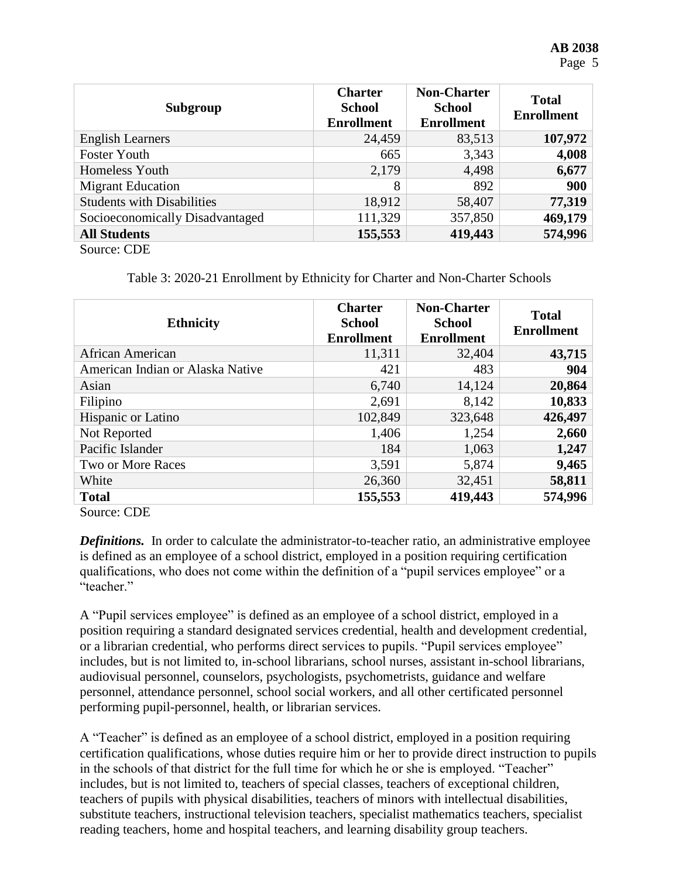| Subgroup | Charter School Enrollment | Non-Charter School Enrollment | Total Enrollment |
|---|---|---|---|
| English Learners | 24,459 | 83,513 | **107,972** |
| Foster Youth | 665 | 3,343 | **4,008** |
| Homeless Youth | 2,179 | 4,498 | **6,677** |
| Migrant Education | 8 | 892 | **900** |
| Students with Disabilities | 18,912 | 58,407 | **77,319** |
| Socioeconomically Disadvantaged | 111,329 | 357,850 | **469,179** |
| **All Students** | **155,553** | **419,443** | **574,996** |

Source: CDE

Table 3: 2020-21 Enrollment by Ethnicity for Charter and Non-Charter Schools

| Ethnicity | Charter School Enrollment | Non-Charter School Enrollment | Total Enrollment |
|---|---|---|---|
| African American | 11,311 | 32,404 | **43,715** |
| American Indian or Alaska Native | 421 | 483 | **904** |
| Asian | 6,740 | 14,124 | **20,864** |
| Filipino | 2,691 | 8,142 | **10,833** |
| Hispanic or Latino | 102,849 | 323,648 | **426,497** |
| Not Reported | 1,406 | 1,254 | **2,660** |
| Pacific Islander | 184 | 1,063 | **1,247** |
| Two or More Races | 3,591 | 5,874 | **9,465** |
| White | 26,360 | 32,451 | **58,811** |
| **Total** | **155,553** | **419,443** | **574,996** |

Source: CDE

***Definitions.*** In order to calculate the administrator-to-teacher ratio, an administrative employee is defined as an employee of a school district, employed in a position requiring certification qualifications, who does not come within the definition of a "pupil services employee" or a "teacher."

A "Pupil services employee" is defined as an employee of a school district, employed in a position requiring a standard designated services credential, health and development credential, or a librarian credential, who performs direct services to pupils. "Pupil services employee" includes, but is not limited to, in-school librarians, school nurses, assistant in-school librarians, audiovisual personnel, counselors, psychologists, psychometrists, guidance and welfare personnel, attendance personnel, school social workers, and all other certificated personnel performing pupil-personnel, health, or librarian services.

A "Teacher" is defined as an employee of a school district, employed in a position requiring certification qualifications, whose duties require him or her to provide direct instruction to pupils in the schools of that district for the full time for which he or she is employed. "Teacher" includes, but is not limited to, teachers of special classes, teachers of exceptional children, teachers of pupils with physical disabilities, teachers of minors with intellectual disabilities, substitute teachers, instructional television teachers, specialist mathematics teachers, specialist reading teachers, home and hospital teachers, and learning disability group teachers.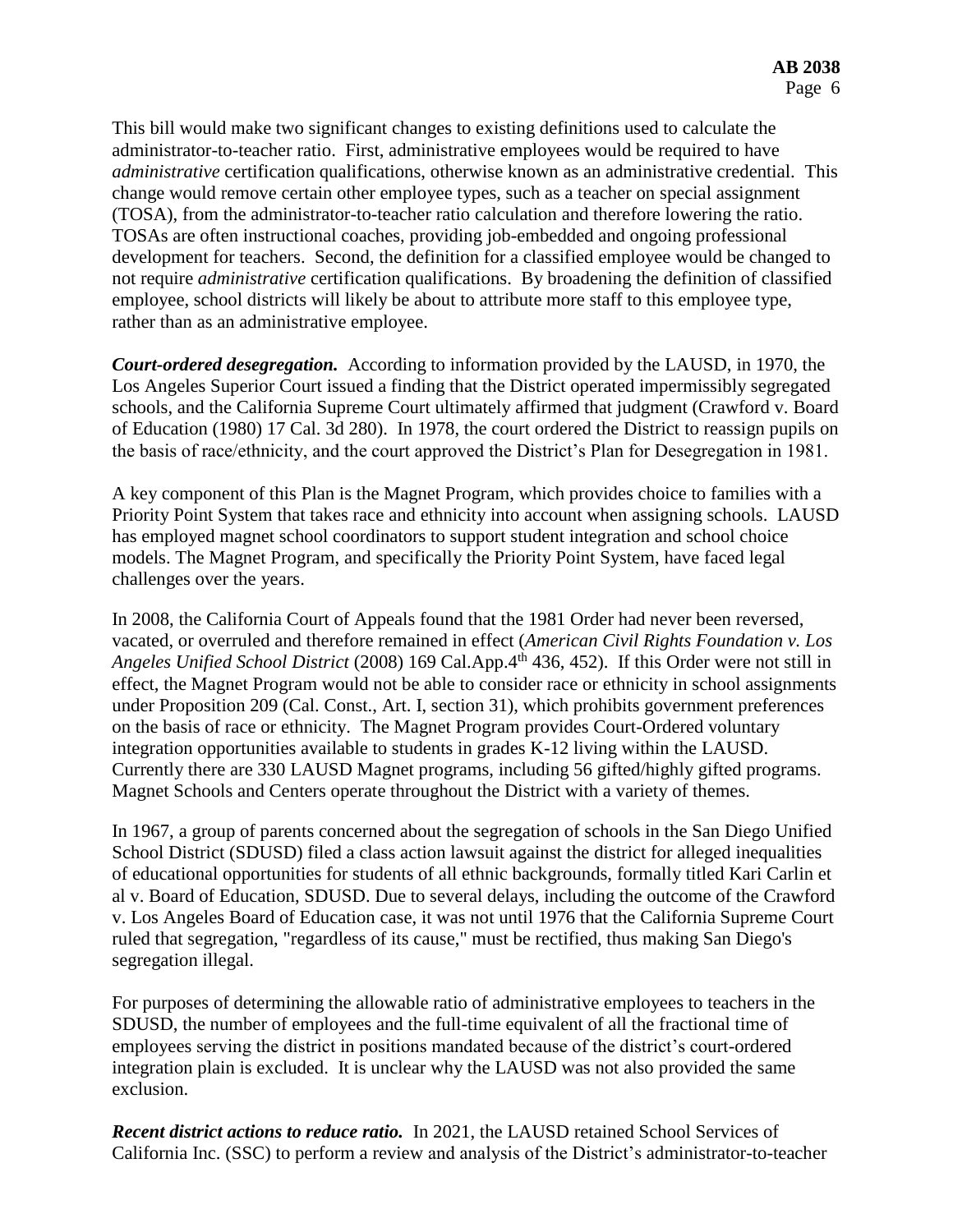This bill would make two significant changes to existing definitions used to calculate the administrator-to-teacher ratio. First, administrative employees would be required to have *administrative* certification qualifications, otherwise known as an administrative credential. This change would remove certain other employee types, such as a teacher on special assignment (TOSA), from the administrator-to-teacher ratio calculation and therefore lowering the ratio. TOSAs are often instructional coaches, providing job-embedded and ongoing professional development for teachers. Second, the definition for a classified employee would be changed to not require *administrative* certification qualifications. By broadening the definition of classified employee, school districts will likely be about to attribute more staff to this employee type, rather than as an administrative employee.

***Court-ordered desegregation.*** According to information provided by the LAUSD, in 1970, the Los Angeles Superior Court issued a finding that the District operated impermissibly segregated schools, and the California Supreme Court ultimately affirmed that judgment (Crawford v. Board of Education (1980) 17 Cal. 3d 280). In 1978, the court ordered the District to reassign pupils on the basis of race/ethnicity, and the court approved the District's Plan for Desegregation in 1981.

A key component of this Plan is the Magnet Program, which provides choice to families with a Priority Point System that takes race and ethnicity into account when assigning schools. LAUSD has employed magnet school coordinators to support student integration and school choice models. The Magnet Program, and specifically the Priority Point System, have faced legal challenges over the years.

In 2008, the California Court of Appeals found that the 1981 Order had never been reversed, vacated, or overruled and therefore remained in effect (*American Civil Rights Foundation v. Los Angeles Unified School District* (2008) 169 Cal.App.4th 436, 452). If this Order were not still in effect, the Magnet Program would not be able to consider race or ethnicity in school assignments under Proposition 209 (Cal. Const., Art. I, section 31), which prohibits government preferences on the basis of race or ethnicity. The Magnet Program provides Court-Ordered voluntary integration opportunities available to students in grades K-12 living within the LAUSD. Currently there are 330 LAUSD Magnet programs, including 56 gifted/highly gifted programs. Magnet Schools and Centers operate throughout the District with a variety of themes.

In 1967, a group of parents concerned about the segregation of schools in the San Diego Unified School District (SDUSD) filed a class action lawsuit against the district for alleged inequalities of educational opportunities for students of all ethnic backgrounds, formally titled Kari Carlin et al v. Board of Education, SDUSD. Due to several delays, including the outcome of the Crawford v. Los Angeles Board of Education case, it was not until 1976 that the California Supreme Court ruled that segregation, "regardless of its cause," must be rectified, thus making San Diego's segregation illegal.

For purposes of determining the allowable ratio of administrative employees to teachers in the SDUSD, the number of employees and the full-time equivalent of all the fractional time of employees serving the district in positions mandated because of the district's court-ordered integration plain is excluded. It is unclear why the LAUSD was not also provided the same exclusion.

***Recent district actions to reduce ratio.*** In 2021, the LAUSD retained School Services of California Inc. (SSC) to perform a review and analysis of the District's administrator-to-teacher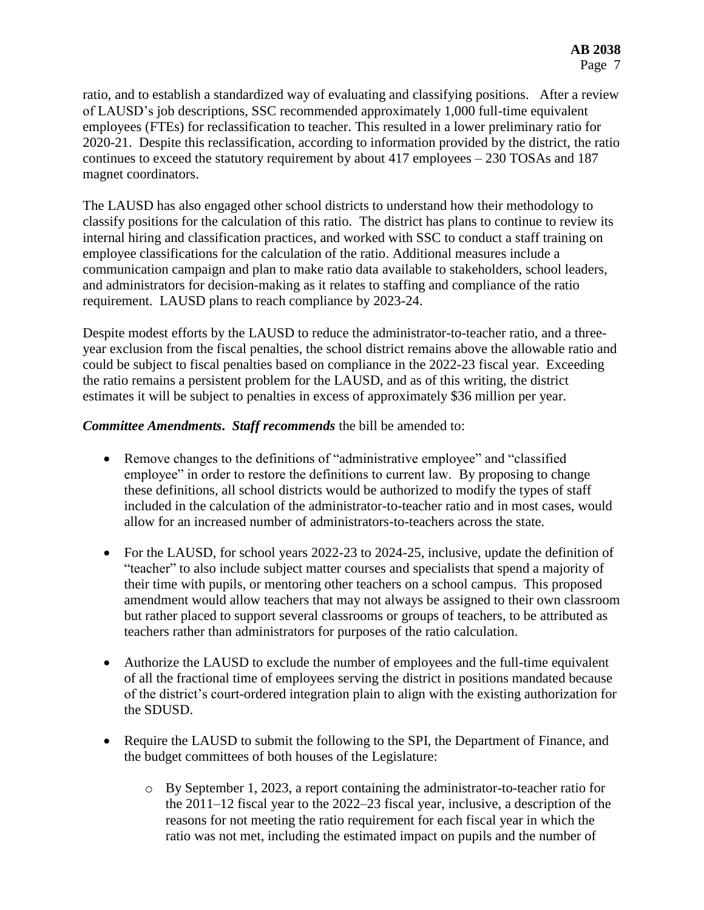ratio, and to establish a standardized way of evaluating and classifying positions. After a review of LAUSD's job descriptions, SSC recommended approximately 1,000 full-time equivalent employees (FTEs) for reclassification to teacher. This resulted in a lower preliminary ratio for 2020-21. Despite this reclassification, according to information provided by the district, the ratio continues to exceed the statutory requirement by about 417 employees – 230 TOSAs and 187 magnet coordinators.

The LAUSD has also engaged other school districts to understand how their methodology to classify positions for the calculation of this ratio. The district has plans to continue to review its internal hiring and classification practices, and worked with SSC to conduct a staff training on employee classifications for the calculation of the ratio. Additional measures include a communication campaign and plan to make ratio data available to stakeholders, school leaders, and administrators for decision-making as it relates to staffing and compliance of the ratio requirement. LAUSD plans to reach compliance by 2023-24.

Despite modest efforts by the LAUSD to reduce the administrator-to-teacher ratio, and a three-year exclusion from the fiscal penalties, the school district remains above the allowable ratio and could be subject to fiscal penalties based on compliance in the 2022-23 fiscal year. Exceeding the ratio remains a persistent problem for the LAUSD, and as of this writing, the district estimates it will be subject to penalties in excess of approximately $36 million per year.

***Committee Amendments. Staff recommends*** the bill be amended to:

- Remove changes to the definitions of "administrative employee" and "classified employee" in order to restore the definitions to current law. By proposing to change these definitions, all school districts would be authorized to modify the types of staff included in the calculation of the administrator-to-teacher ratio and in most cases, would allow for an increased number of administrators-to-teachers across the state.
- For the LAUSD, for school years 2022-23 to 2024-25, inclusive, update the definition of "teacher" to also include subject matter courses and specialists that spend a majority of their time with pupils, or mentoring other teachers on a school campus. This proposed amendment would allow teachers that may not always be assigned to their own classroom but rather placed to support several classrooms or groups of teachers, to be attributed as teachers rather than administrators for purposes of the ratio calculation.
- Authorize the LAUSD to exclude the number of employees and the full-time equivalent of all the fractional time of employees serving the district in positions mandated because of the district's court-ordered integration plain to align with the existing authorization for the SDUSD.
- Require the LAUSD to submit the following to the SPI, the Department of Finance, and the budget committees of both houses of the Legislature:
  - By September 1, 2023, a report containing the administrator-to-teacher ratio for the 2011–12 fiscal year to the 2022–23 fiscal year, inclusive, a description of the reasons for not meeting the ratio requirement for each fiscal year in which the ratio was not met, including the estimated impact on pupils and the number of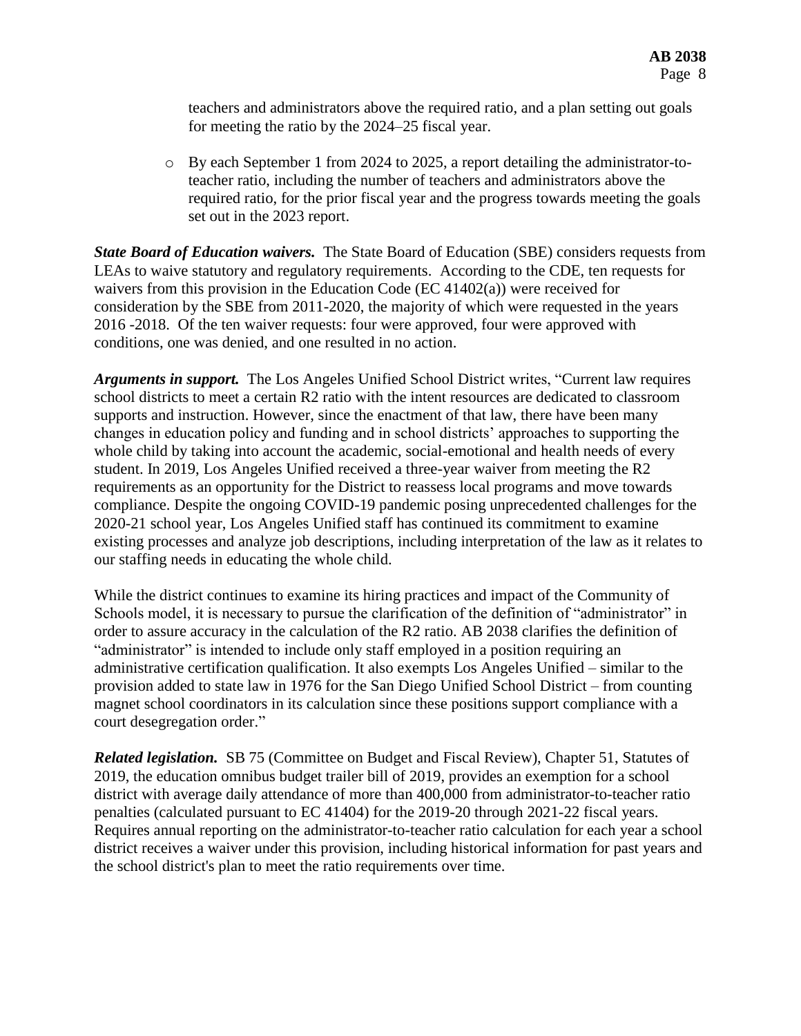teachers and administrators above the required ratio, and a plan setting out goals for meeting the ratio by the 2024–25 fiscal year.

- By each September 1 from 2024 to 2025, a report detailing the administrator-to-teacher ratio, including the number of teachers and administrators above the required ratio, for the prior fiscal year and the progress towards meeting the goals set out in the 2023 report.

***State Board of Education waivers.*** The State Board of Education (SBE) considers requests from LEAs to waive statutory and regulatory requirements. According to the CDE, ten requests for waivers from this provision in the Education Code (EC 41402(a)) were received for consideration by the SBE from 2011-2020, the majority of which were requested in the years 2016 -2018. Of the ten waiver requests: four were approved, four were approved with conditions, one was denied, and one resulted in no action.

***Arguments in support.*** The Los Angeles Unified School District writes, "Current law requires school districts to meet a certain R2 ratio with the intent resources are dedicated to classroom supports and instruction. However, since the enactment of that law, there have been many changes in education policy and funding and in school districts' approaches to supporting the whole child by taking into account the academic, social-emotional and health needs of every student. In 2019, Los Angeles Unified received a three-year waiver from meeting the R2 requirements as an opportunity for the District to reassess local programs and move towards compliance. Despite the ongoing COVID-19 pandemic posing unprecedented challenges for the 2020-21 school year, Los Angeles Unified staff has continued its commitment to examine existing processes and analyze job descriptions, including interpretation of the law as it relates to our staffing needs in educating the whole child.

While the district continues to examine its hiring practices and impact of the Community of Schools model, it is necessary to pursue the clarification of the definition of "administrator" in order to assure accuracy in the calculation of the R2 ratio. AB 2038 clarifies the definition of "administrator" is intended to include only staff employed in a position requiring an administrative certification qualification. It also exempts Los Angeles Unified – similar to the provision added to state law in 1976 for the San Diego Unified School District – from counting magnet school coordinators in its calculation since these positions support compliance with a court desegregation order."

***Related legislation.*** SB 75 (Committee on Budget and Fiscal Review), Chapter 51, Statutes of 2019, the education omnibus budget trailer bill of 2019, provides an exemption for a school district with average daily attendance of more than 400,000 from administrator-to-teacher ratio penalties (calculated pursuant to EC 41404) for the 2019-20 through 2021-22 fiscal years. Requires annual reporting on the administrator-to-teacher ratio calculation for each year a school district receives a waiver under this provision, including historical information for past years and the school district's plan to meet the ratio requirements over time.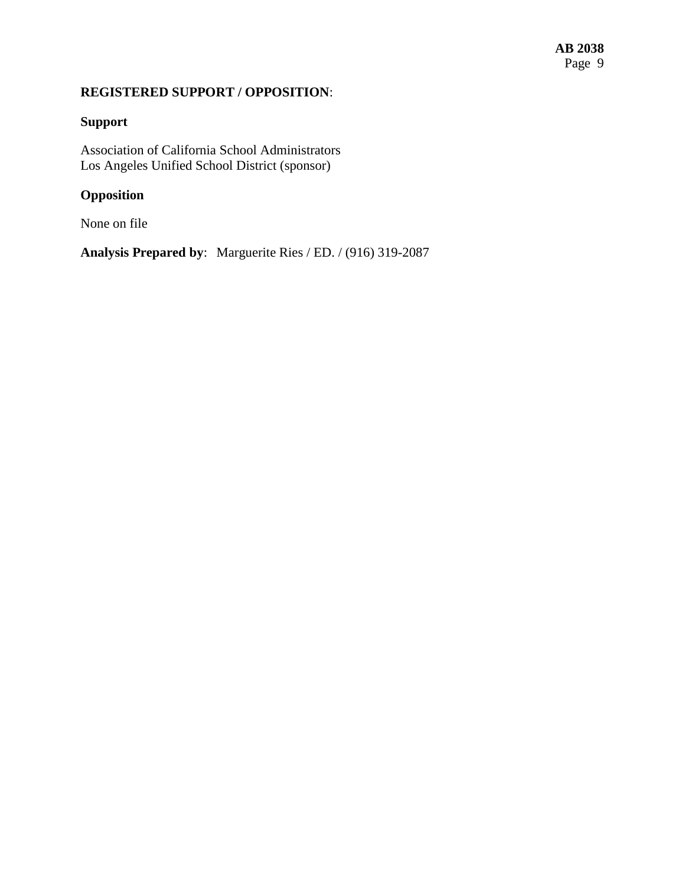**REGISTERED SUPPORT / OPPOSITION**:

**Support**

Association of California School Administrators
Los Angeles Unified School District (sponsor)

**Opposition**

None on file

**Analysis Prepared by**: Marguerite Ries / ED. / (916) 319-2087